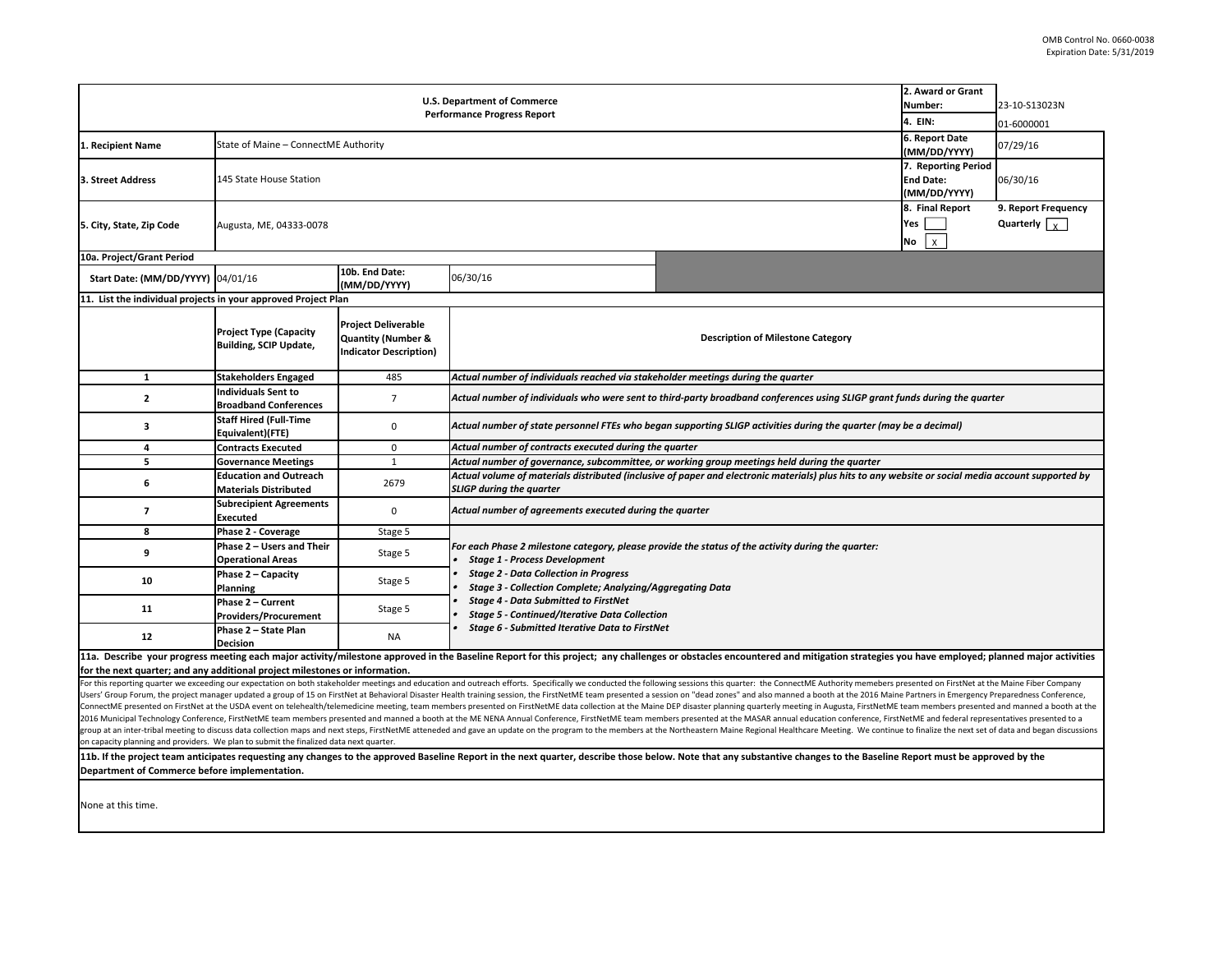OMB Control No. 0660-0038
Expiration Date: 5/31/2019

# U.S. Department of Commerce
## Performance Progress Report

| | |
|---|---|
| **2. Award or Grant Number:** | 23-10-S13023N |
| **4. EIN:** | 01-6000001 |
| **1. Recipient Name** | State of Maine – ConnectME Authority |
| **6. Report Date (MM/DD/YYYY)** | 07/29/16 |
| **3. Street Address** | 145 State House Station |
| **7. Reporting Period End Date: (MM/DD/YYYY)** | 06/30/16 |
| **5. City, State, Zip Code** | Augusta, ME, 04333-0078 |
| **8. Final Report** | Yes [ ] No [X] |
| **9. Report Frequency** | Quarterly [X] |

**10a. Project/Grant Period**

| Start Date: (MM/DD/YYYY) | 04/01/16 | 10b. End Date: (MM/DD/YYYY) | 06/30/16 |
|---|---|---|---|

**11. List the individual projects in your approved Project Plan**

| | Project Type (Capacity Building, SCIP Update, | Project Deliverable Quantity (Number & Indicator Description) | Description of Milestone Category |
|---|---|---|---|
| 1 | Stakeholders Engaged | 485 | *Actual number of individuals reached via stakeholder meetings during the quarter* |
| 2 | Individuals Sent to Broadband Conferences | 7 | *Actual number of individuals who were sent to third-party broadband conferences using SLIGP grant funds during the quarter* |
| 3 | Staff Hired (Full-Time Equivalent)(FTE) | 0 | *Actual number of state personnel FTEs who began supporting SLIGP activities during the quarter (may be a decimal)* |
| 4 | Contracts Executed | 0 | *Actual number of contracts executed during the quarter* |
| 5 | Governance Meetings | 1 | *Actual number of governance, subcommittee, or working group meetings held during the quarter* |
| 6 | Education and Outreach Materials Distributed | 2679 | *Actual volume of materials distributed (inclusive of paper and electronic materials) plus hits to any website or social media account supported by SLIGP during the quarter* |
| 7 | Subrecipient Agreements Executed | 0 | *Actual number of agreements executed during the quarter* |
| 8 | Phase 2 - Coverage | Stage 5 | *For each Phase 2 milestone category, please provide the status of the activity during the quarter:* <br>• *Stage 1 - Process Development* <br>• *Stage 2 - Data Collection in Progress* <br>• *Stage 3 - Collection Complete; Analyzing/Aggregating Data* <br>• *Stage 4 - Data Submitted to FirstNet* <br>• *Stage 5 - Continued/Iterative Data Collection* <br>• *Stage 6 - Submitted Iterative Data to FirstNet* |
| 9 | Phase 2 – Users and Their Operational Areas | Stage 5 | |
| 10 | Phase 2 – Capacity Planning | Stage 5 | |
| 11 | Phase 2 – Current Providers/Procurement | Stage 5 | |
| 12 | Phase 2 – State Plan Decision | NA | |

**11a. Describe your progress meeting each major activity/milestone approved in the Baseline Report for this project; any challenges or obstacles encountered and mitigation strategies you have employed; planned major activities for the next quarter; and any additional project milestones or information.**

For this reporting quarter we exceeding our expectation on both stakeholder meetings and education and outreach efforts. Specifically we conducted the following sessions this quarter: the ConnectME Authority memebers presented on FirstNet at the Maine Fiber Company Users' Group Forum, the project manager updated a group of 15 on FirstNet at Behavioral Disaster Health training session, the FirstNetME team presented a session on "dead zones" and also manned a booth at the 2016 Maine Partners in Emergency Preparedness Conference, ConnectME presented on FirstNet at the USDA event on telehealth/telemedicine meeting, team members presented on FirstNetME data collection at the Maine DEP disaster planning quarterly meeting in Augusta, FirstNetME team members presented and manned a booth at the 2016 Municipal Technology Conference, FirstNetME team members presented and manned a booth at the ME NENA Annual Conference, FirstNetME team members presented at the MASAR annual education conference, FirstNetME and federal representatives presented to a group at an inter-tribal meeting to discuss data collection maps and next steps, FirstNetME atteneded and gave an update on the program to the members at the Northeastern Maine Regional Healthcare Meeting. We continue to finalize the next set of data and began discussions on capacity planning and providers. We plan to submit the finalized data next quarter.

**11b. If the project team anticipates requesting any changes to the approved Baseline Report in the next quarter, describe those below. Note that any substantive changes to the Baseline Report must be approved by the Department of Commerce before implementation.**

None at this time.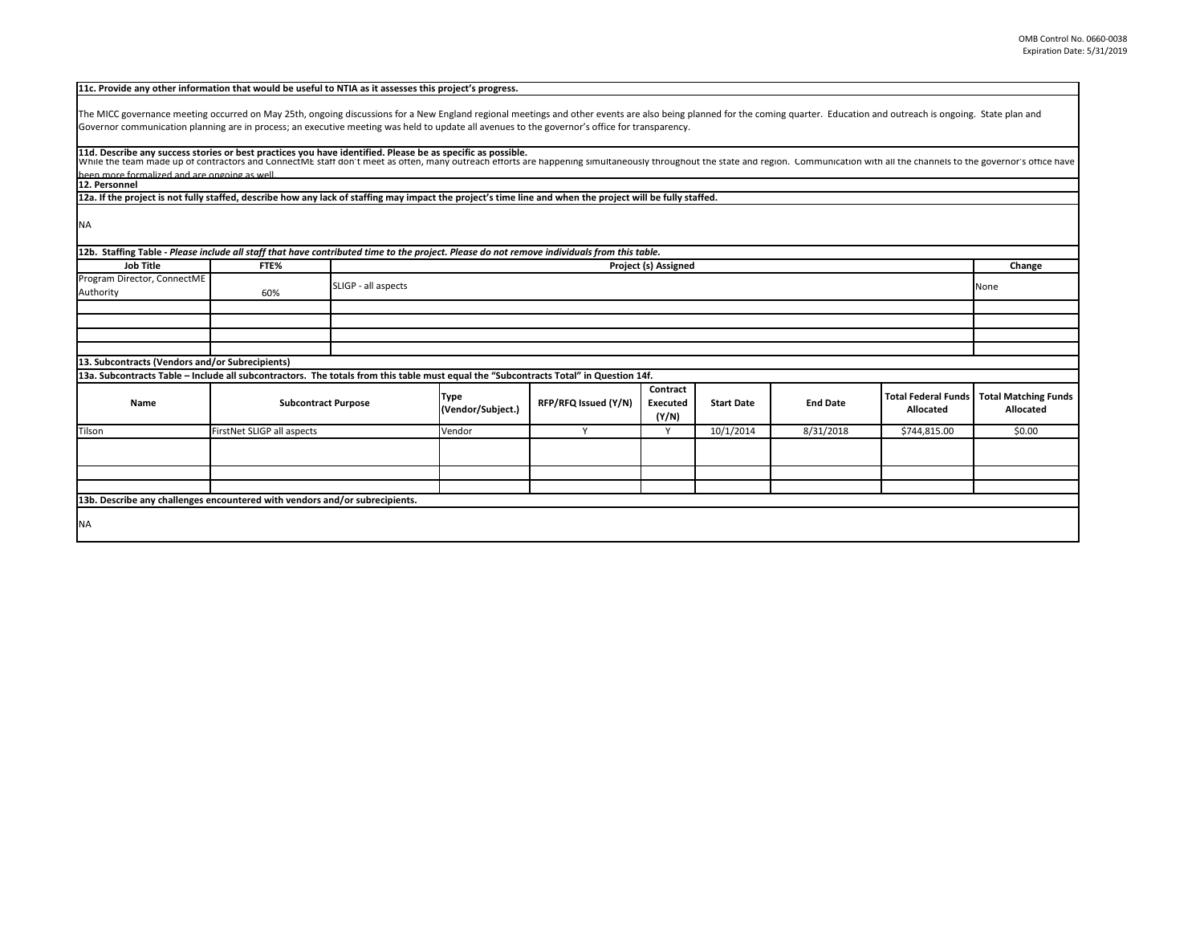**11c. Provide any other information that would be useful to NTIA as it assesses this project's progress.**

The MICC governance meeting occurred on May 25th, ongoing discussions for a New England regional meetings and other events are also being planned for the coming quarter. Education and outreach is ongoing. State plan and Governor communication planning are in process; an executive meeting was held to update all avenues to the governor's office for transparency.

**11d. Describe any success stories or best practices you have identified. Please be as specific as possible.**

While the team made up of contractors and ConnectME staff don't meet as often, many outreach efforts are happening simultaneously throughout the state and region. Communication with all the channels to the governor's office have been more formalized and are ongoing as well.

**12. Personnel**

**12a. If the project is not fully staffed, describe how any lack of staffing may impact the project's time line and when the project will be fully staffed.**

NA

**12b. Staffing Table** - *Please include all staff that have contributed time to the project. Please do not remove individuals from this table.*

| Job Title | FTE% | Project (s) Assigned | Change |
|---|---|---|---|
| Program Director, ConnectME Authority | 60% | SLIGP - all aspects | None |
| | | | |
| | | | |
| | | | |
| | | | |

**13. Subcontracts (Vendors and/or Subrecipients)**

**13a. Subcontracts Table – Include all subcontractors. The totals from this table must equal the "Subcontracts Total" in Question 14f.**

| Name | Subcontract Purpose | Type (Vendor/Subject.) | RFP/RFQ Issued (Y/N) | Contract Executed (Y/N) | Start Date | End Date | Total Federal Funds Allocated | Total Matching Funds Allocated |
|---|---|---|---|---|---|---|---|---|
| Tilson | FirstNet SLIGP all aspects | Vendor | Y | Y | 10/1/2014 | 8/31/2018 | $744,815.00 | $0.00 |
| | | | | | | | | |
| | | | | | | | | |
| | | | | | | | | |

**13b. Describe any challenges encountered with vendors and/or subrecipients.**

NA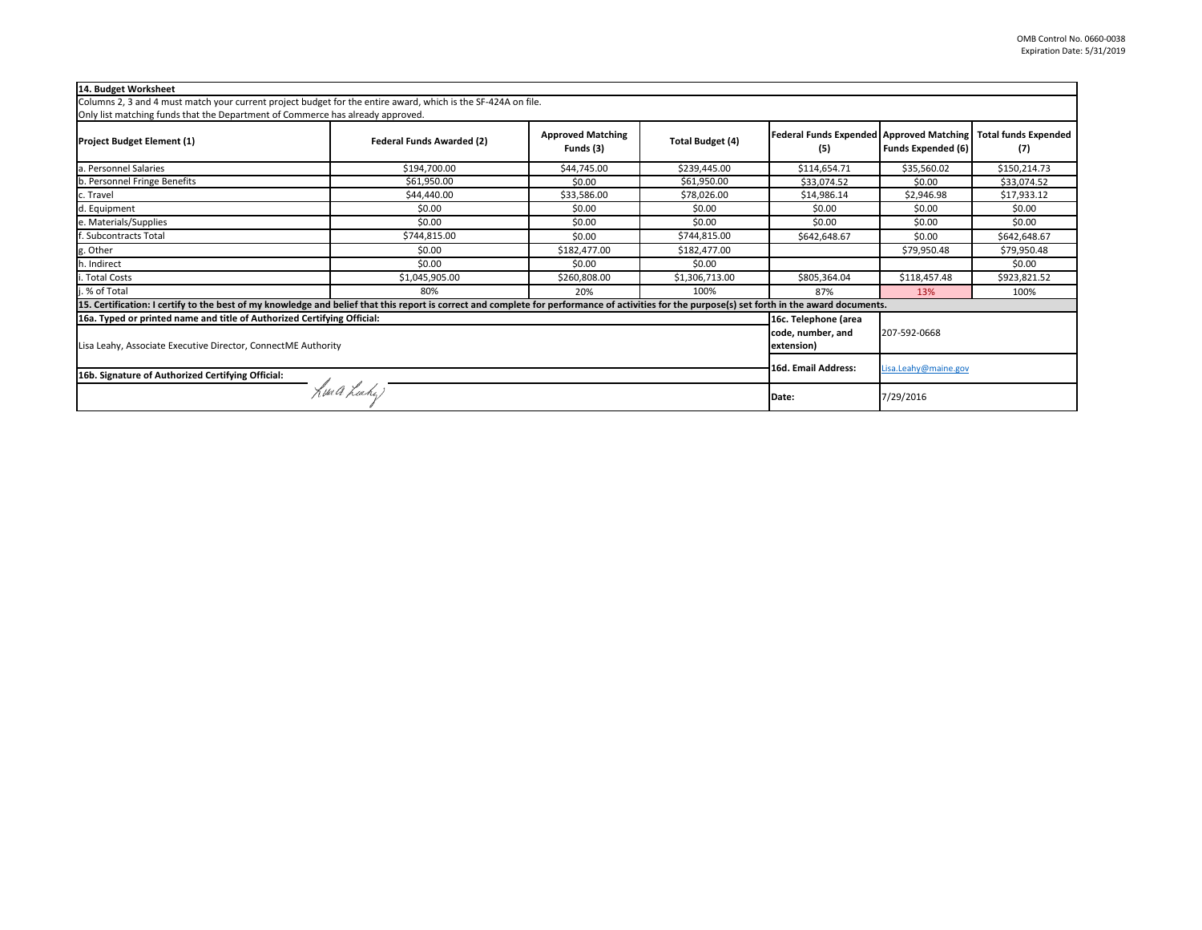OMB Control No. 0660-0038
Expiration Date: 5/31/2019

**14. Budget Worksheet**

Columns 2, 3 and 4 must match your current project budget for the entire award, which is the SF-424A on file.
Only list matching funds that the Department of Commerce has already approved.

| Project Budget Element (1) | Federal Funds Awarded (2) | Approved Matching Funds (3) | Total Budget (4) | Federal Funds Expended (5) | Approved Matching Funds Expended (6) | Total funds Expended (7) |
|---|---|---|---|---|---|---|
| a. Personnel Salaries | $194,700.00 | $44,745.00 | $239,445.00 | $114,654.71 | $35,560.02 | $150,214.73 |
| b. Personnel Fringe Benefits | $61,950.00 | $0.00 | $61,950.00 | $33,074.52 | $0.00 | $33,074.52 |
| c. Travel | $44,440.00 | $33,586.00 | $78,026.00 | $14,986.14 | $2,946.98 | $17,933.12 |
| d. Equipment | $0.00 | $0.00 | $0.00 | $0.00 | $0.00 | $0.00 |
| e. Materials/Supplies | $0.00 | $0.00 | $0.00 | $0.00 | $0.00 | $0.00 |
| f. Subcontracts Total | $744,815.00 | $0.00 | $744,815.00 | $642,648.67 | $0.00 | $642,648.67 |
| g. Other | $0.00 | $182,477.00 | $182,477.00 | | $79,950.48 | $79,950.48 |
| h. Indirect | $0.00 | $0.00 | $0.00 | | | $0.00 |
| i. Total Costs | $1,045,905.00 | $260,808.00 | $1,306,713.00 | $805,364.04 | $118,457.48 | $923,821.52 |
| j. % of Total | 80% | 20% | 100% | 87% | 13% | 100% |

**15. Certification: I certify to the best of my knowledge and belief that this report is correct and complete for performance of activities for the purpose(s) set forth in the award documents.**

| | | |
|---|---|---|
| **16a. Typed or printed name and title of Authorized Certifying Official:** Lisa Leahy, Associate Executive Director, ConnectME Authority | **16c. Telephone (area code, number, and extension)** | 207-592-0668 |
| **16b. Signature of Authorized Certifying Official:** Lisa Leahy | **16d. Email Address:** | Lisa.Leahy@maine.gov |
| | **Date:** | 7/29/2016 |